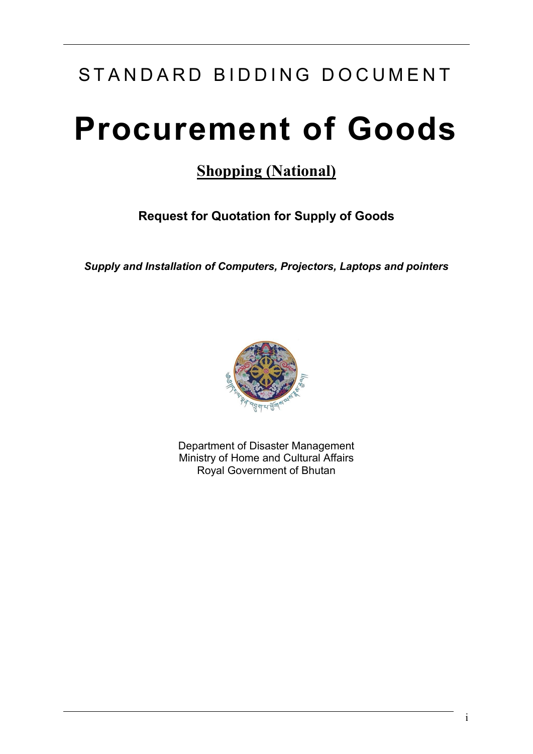STANDARD BIDDING DOCUMENT

# Procurement of Goods

## **Shopping (National)**

**Request for Quotation for Supply of Goods**

***Supply and Installation of Computers, Projectors, Laptops and pointers***

Department of Disaster Management
Ministry of Home and Cultural Affairs
Royal Government of Bhutan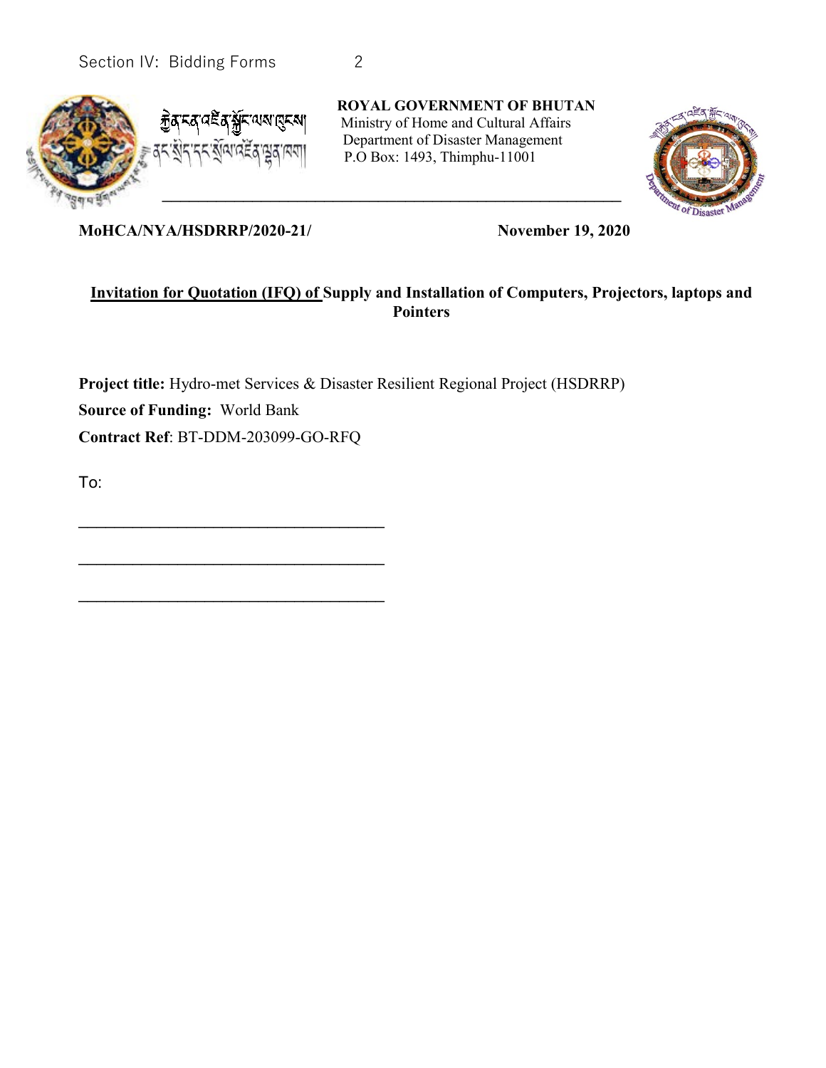རྒྱལ་གཞུང་འཛིན་སྐྱོང་ལས་ཁུངས།
ནང་སྲིད་དང་སྲོལ་འཛིན་ལྷན་ཁག།

**ROYAL GOVERNMENT OF BHUTAN**
Ministry of Home and Cultural Affairs
Department of Disaster Management
P.O Box: 1493, Thimphu-11001

---

**MoHCA/NYA/HSDRRP/2020-21/** **November 19, 2020**

**Invitation for Quotation (IFQ) of Supply and Installation of Computers, Projectors, laptops and Pointers**

**Project title:** Hydro-met Services & Disaster Resilient Regional Project (HSDRRP)

**Source of Funding:** World Bank

**Contract Ref**: BT-DDM-203099-GO-RFQ

To:

___________________________________

___________________________________

___________________________________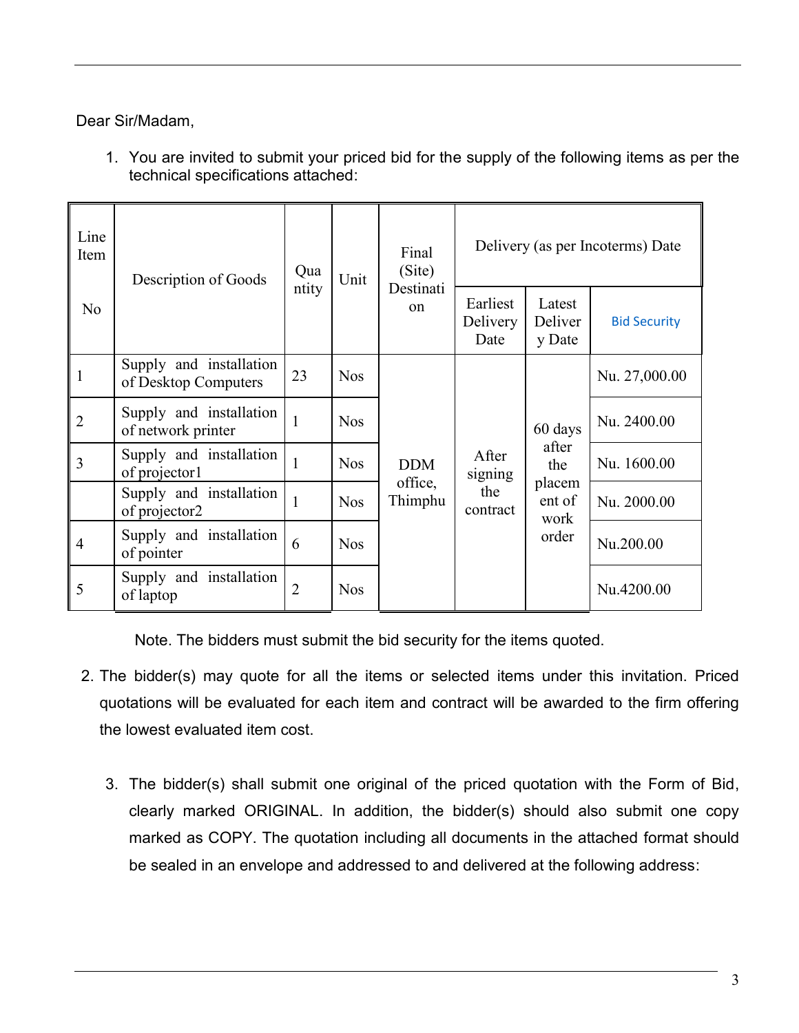Dear Sir/Madam,

1. You are invited to submit your priced bid for the supply of the following items as per the technical specifications attached:

| Line Item No | Description of Goods | Quantity | Unit | Final (Site) Destination | Delivery (as per Incoterms) Date | | |
|---|---|---|---|---|---|---|---|
| | | | | | Earliest Delivery Date | Latest Delivery Date | Bid Security |
| 1 | Supply and installation of Desktop Computers | 23 | Nos | DDM office, Thimphu | After signing the contract | 60 days after the placement of work order | Nu. 27,000.00 |
| 2 | Supply and installation of network printer | 1 | Nos | | | | Nu. 2400.00 |
| 3 | Supply and installation of projector1 | 1 | Nos | | | | Nu. 1600.00 |
| | Supply and installation of projector2 | 1 | Nos | | | | Nu. 2000.00 |
| 4 | Supply and installation of pointer | 6 | Nos | | | | Nu.200.00 |
| 5 | Supply and installation of laptop | 2 | Nos | | | | Nu.4200.00 |

Note. The bidders must submit the bid security for the items quoted.

2. The bidder(s) may quote for all the items or selected items under this invitation. Priced quotations will be evaluated for each item and contract will be awarded to the firm offering the lowest evaluated item cost.

3. The bidder(s) shall submit one original of the priced quotation with the Form of Bid, clearly marked ORIGINAL. In addition, the bidder(s) should also submit one copy marked as COPY. The quotation including all documents in the attached format should be sealed in an envelope and addressed to and delivered at the following address: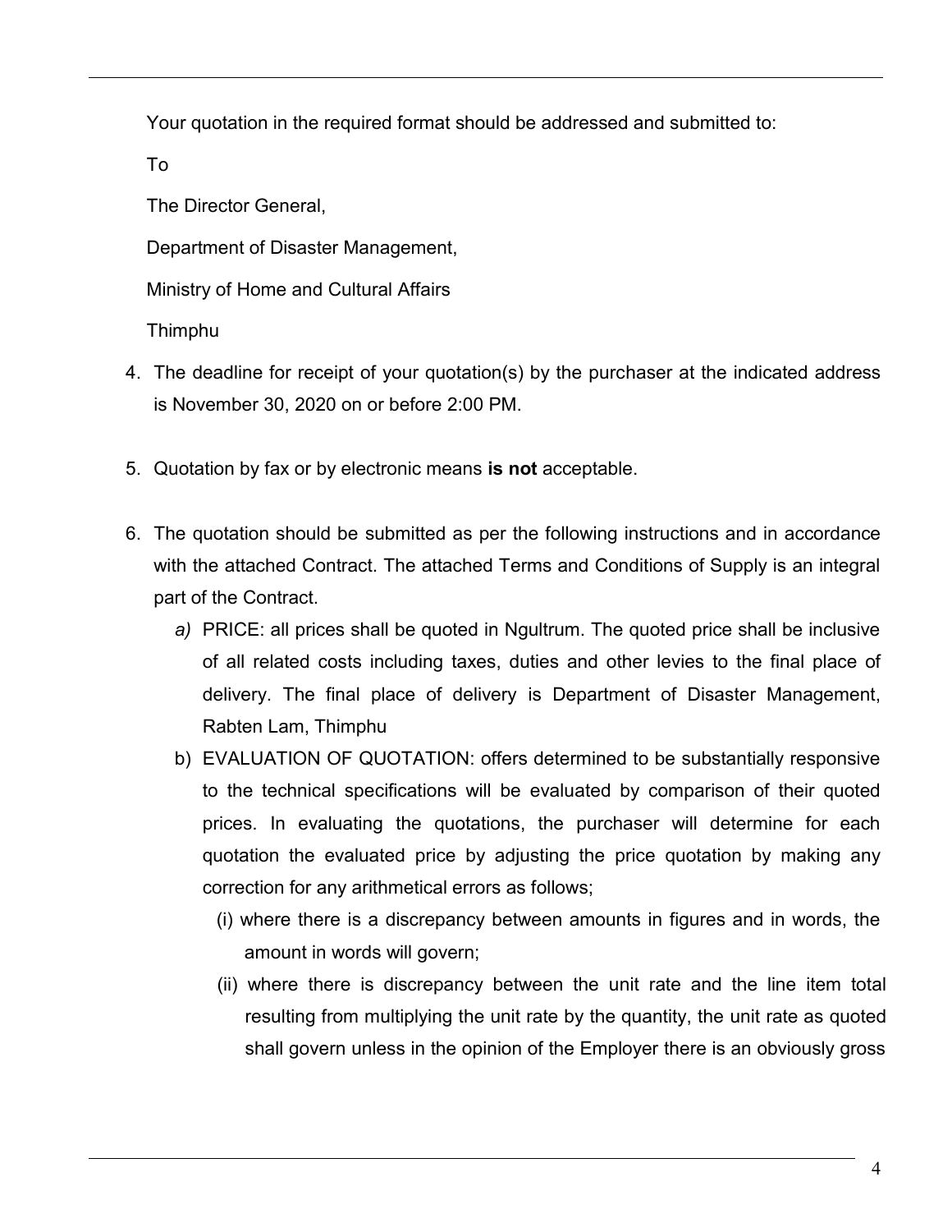Your quotation in the required format should be addressed and submitted to:

To

The Director General,

Department of Disaster Management,

Ministry of Home and Cultural Affairs

Thimphu

4. The deadline for receipt of your quotation(s) by the purchaser at the indicated address is November 30, 2020 on or before 2:00 PM.

5. Quotation by fax or by electronic means **is not** acceptable.

6. The quotation should be submitted as per the following instructions and in accordance with the attached Contract. The attached Terms and Conditions of Supply is an integral part of the Contract.
   *a)* PRICE: all prices shall be quoted in Ngultrum. The quoted price shall be inclusive of all related costs including taxes, duties and other levies to the final place of delivery. The final place of delivery is Department of Disaster Management, Rabten Lam, Thimphu
   b) EVALUATION OF QUOTATION: offers determined to be substantially responsive to the technical specifications will be evaluated by comparison of their quoted prices. In evaluating the quotations, the purchaser will determine for each quotation the evaluated price by adjusting the price quotation by making any correction for any arithmetical errors as follows;
      (i) where there is a discrepancy between amounts in figures and in words, the amount in words will govern;
      (ii) where there is discrepancy between the unit rate and the line item total resulting from multiplying the unit rate by the quantity, the unit rate as quoted shall govern unless in the opinion of the Employer there is an obviously gross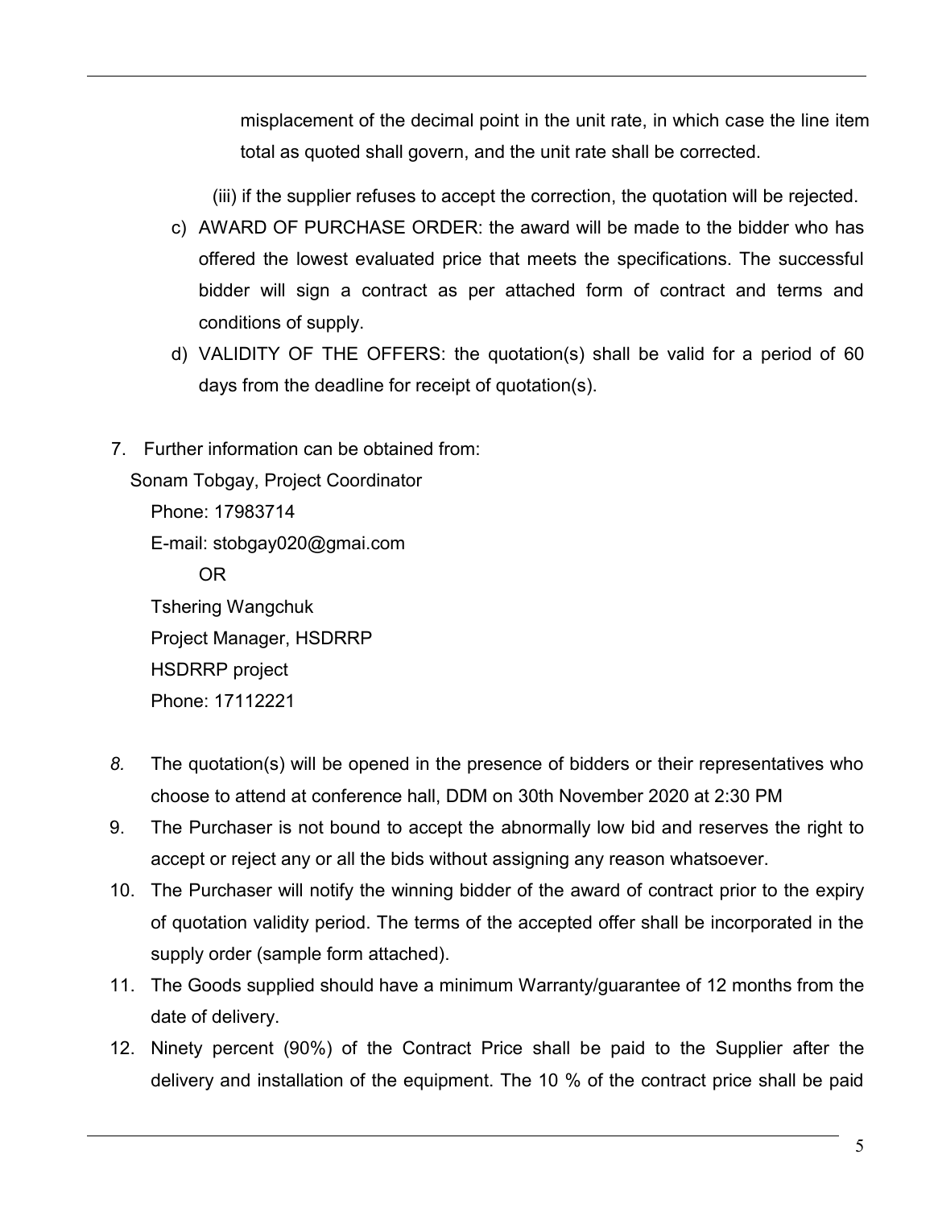misplacement of the decimal point in the unit rate, in which case the line item total as quoted shall govern, and the unit rate shall be corrected.

(iii) if the supplier refuses to accept the correction, the quotation will be rejected.

c) AWARD OF PURCHASE ORDER: the award will be made to the bidder who has offered the lowest evaluated price that meets the specifications. The successful bidder will sign a contract as per attached form of contract and terms and conditions of supply.

d) VALIDITY OF THE OFFERS: the quotation(s) shall be valid for a period of 60 days from the deadline for receipt of quotation(s).

7. Further information can be obtained from:

Sonam Tobgay, Project Coordinator
Phone: 17983714
E-mail: stobgay020@gmai.com
OR
Tshering Wangchuk
Project Manager, HSDRRP
HSDRRP project
Phone: 17112221

*8.* The quotation(s) will be opened in the presence of bidders or their representatives who choose to attend at conference hall, DDM on 30th November 2020 at 2:30 PM

9. The Purchaser is not bound to accept the abnormally low bid and reserves the right to accept or reject any or all the bids without assigning any reason whatsoever.

10. The Purchaser will notify the winning bidder of the award of contract prior to the expiry of quotation validity period. The terms of the accepted offer shall be incorporated in the supply order (sample form attached).

11. The Goods supplied should have a minimum Warranty/guarantee of 12 months from the date of delivery.

12. Ninety percent (90%) of the Contract Price shall be paid to the Supplier after the delivery and installation of the equipment. The 10 % of the contract price shall be paid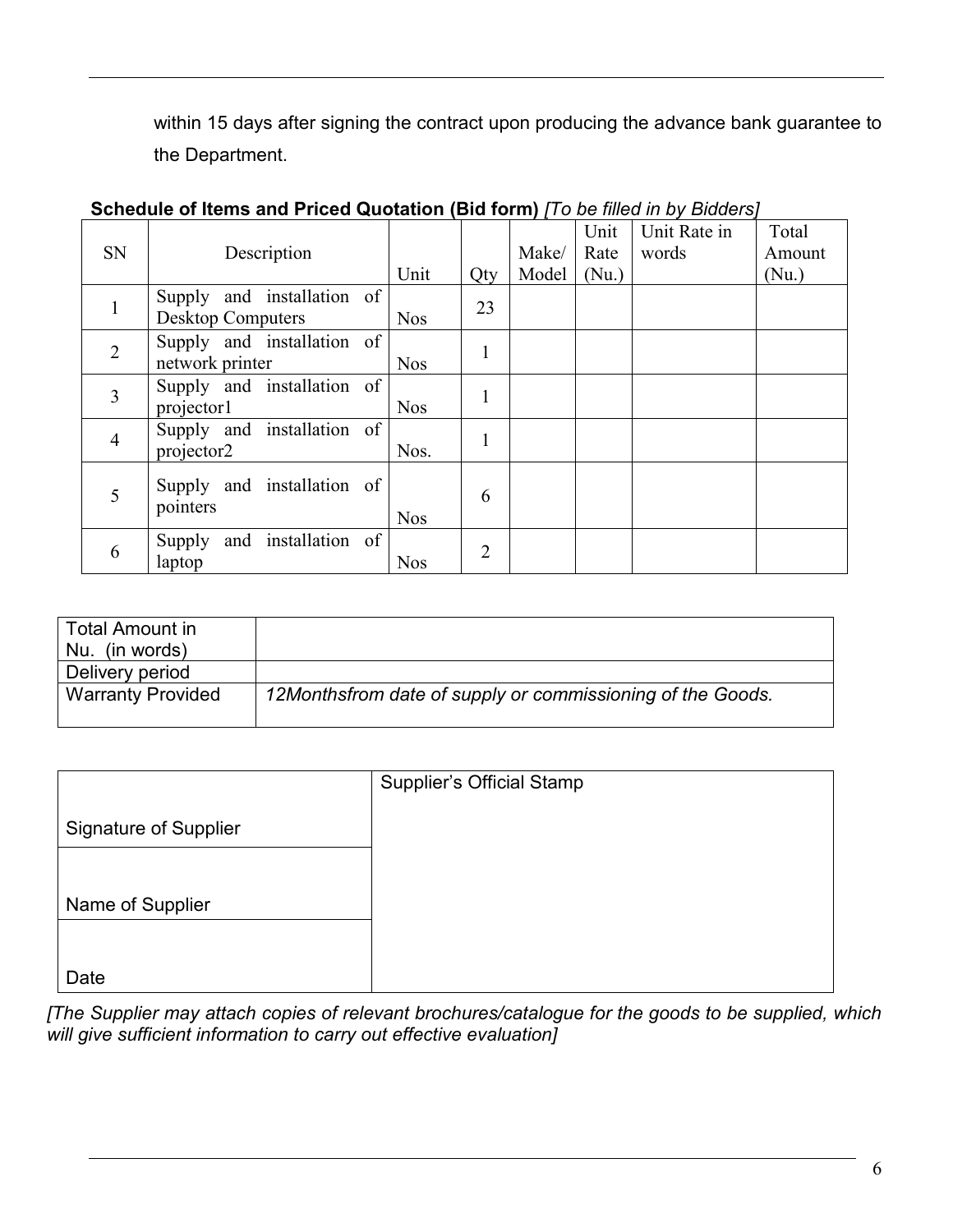within 15 days after signing the contract upon producing the advance bank guarantee to the Department.

**Schedule of Items and Priced Quotation (Bid form)** *[To be filled in by Bidders]*

| SN | Description | Unit | Qty | Make/ Model | Unit Rate (Nu.) | Unit Rate in words | Total Amount (Nu.) |
|---|---|---|---|---|---|---|---|
| 1 | Supply and installation of Desktop Computers | Nos | 23 | | | | |
| 2 | Supply and installation of network printer | Nos | 1 | | | | |
| 3 | Supply and installation of projector1 | Nos | 1 | | | | |
| 4 | Supply and installation of projector2 | Nos. | 1 | | | | |
| 5 | Supply and installation of pointers | Nos | 6 | | | | |
| 6 | Supply and installation of laptop | Nos | 2 | | | | |

| Total Amount in Nu. (in words) | |
|---|---|
| Delivery period | |
| Warranty Provided | *12Monthsfrom date of supply or commissioning of the Goods.* |

| | Supplier's Official Stamp |
|---|---|
| Signature of Supplier | |
| Name of Supplier | |
| Date | |

*[The Supplier may attach copies of relevant brochures/catalogue for the goods to be supplied, which will give sufficient information to carry out effective evaluation]*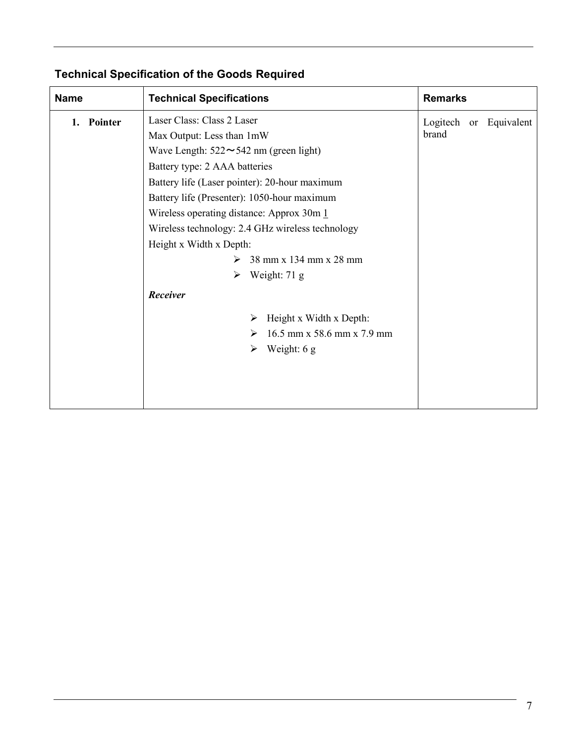### Technical Specification of the Goods Required

| Name | Technical Specifications | Remarks |
|---|---|---|
| **1. Pointer** | Laser Class: Class 2 Laser<br>Max Output: Less than 1mW<br>Wave Length: 522～542 nm (green light)<br>Battery type: 2 AAA batteries<br>Battery life (Laser pointer): 20-hour maximum<br>Battery life (Presenter): 1050-hour maximum<br>Wireless operating distance: Approx 30m 1<br>Wireless technology: 2.4 GHz wireless technology<br>Height x Width x Depth:<br>➢ 38 mm x 134 mm x 28 mm<br>➢ Weight: 71 g<br>***Receiver***<br>➢ Height x Width x Depth:<br>➢ 16.5 mm x 58.6 mm x 7.9 mm<br>➢ Weight: 6 g | Logitech or Equivalent brand |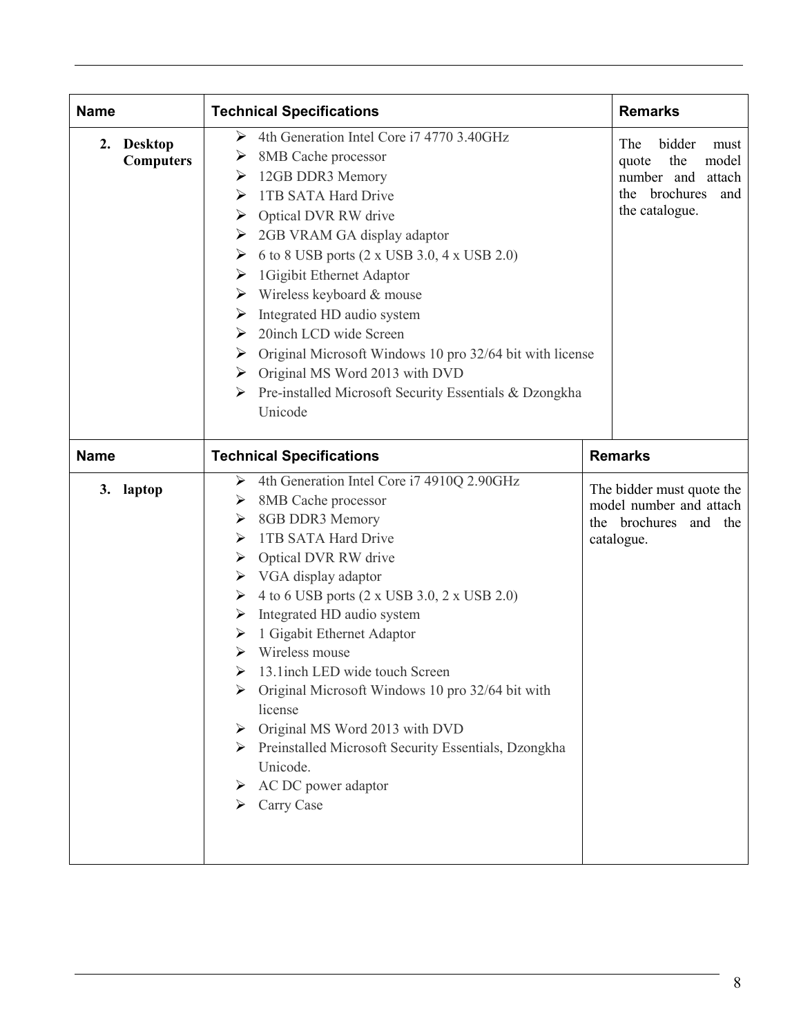| Name | Technical Specifications | Remarks |
|---|---|---|
| **2. Desktop Computers** | ➢ 4th Generation Intel Core i7 4770 3.40GHz<br>➢ 8MB Cache processor<br>➢ 12GB DDR3 Memory<br>➢ 1TB SATA Hard Drive<br>➢ Optical DVR RW drive<br>➢ 2GB VRAM GA display adaptor<br>➢ 6 to 8 USB ports (2 x USB 3.0, 4 x USB 2.0)<br>➢ 1Gigibit Ethernet Adaptor<br>➢ Wireless keyboard & mouse<br>➢ Integrated HD audio system<br>➢ 20inch LCD wide Screen<br>➢ Original Microsoft Windows 10 pro 32/64 bit with license<br>➢ Original MS Word 2013 with DVD<br>➢ Pre-installed Microsoft Security Essentials & Dzongkha Unicode | The bidder must quote the model number and attach the brochures and the catalogue. |

| Name | Technical Specifications | Remarks |
|---|---|---|
| **3. laptop** | ➢ 4th Generation Intel Core i7 4910Q 2.90GHz<br>➢ 8MB Cache processor<br>➢ 8GB DDR3 Memory<br>➢ 1TB SATA Hard Drive<br>➢ Optical DVR RW drive<br>➢ VGA display adaptor<br>➢ 4 to 6 USB ports (2 x USB 3.0, 2 x USB 2.0)<br>➢ Integrated HD audio system<br>➢ 1 Gigabit Ethernet Adaptor<br>➢ Wireless mouse<br>➢ 13.1inch LED wide touch Screen<br>➢ Original Microsoft Windows 10 pro 32/64 bit with license<br>➢ Original MS Word 2013 with DVD<br>➢ Preinstalled Microsoft Security Essentials, Dzongkha Unicode.<br>➢ AC DC power adaptor<br>➢ Carry Case | The bidder must quote the model number and attach the brochures and the catalogue. |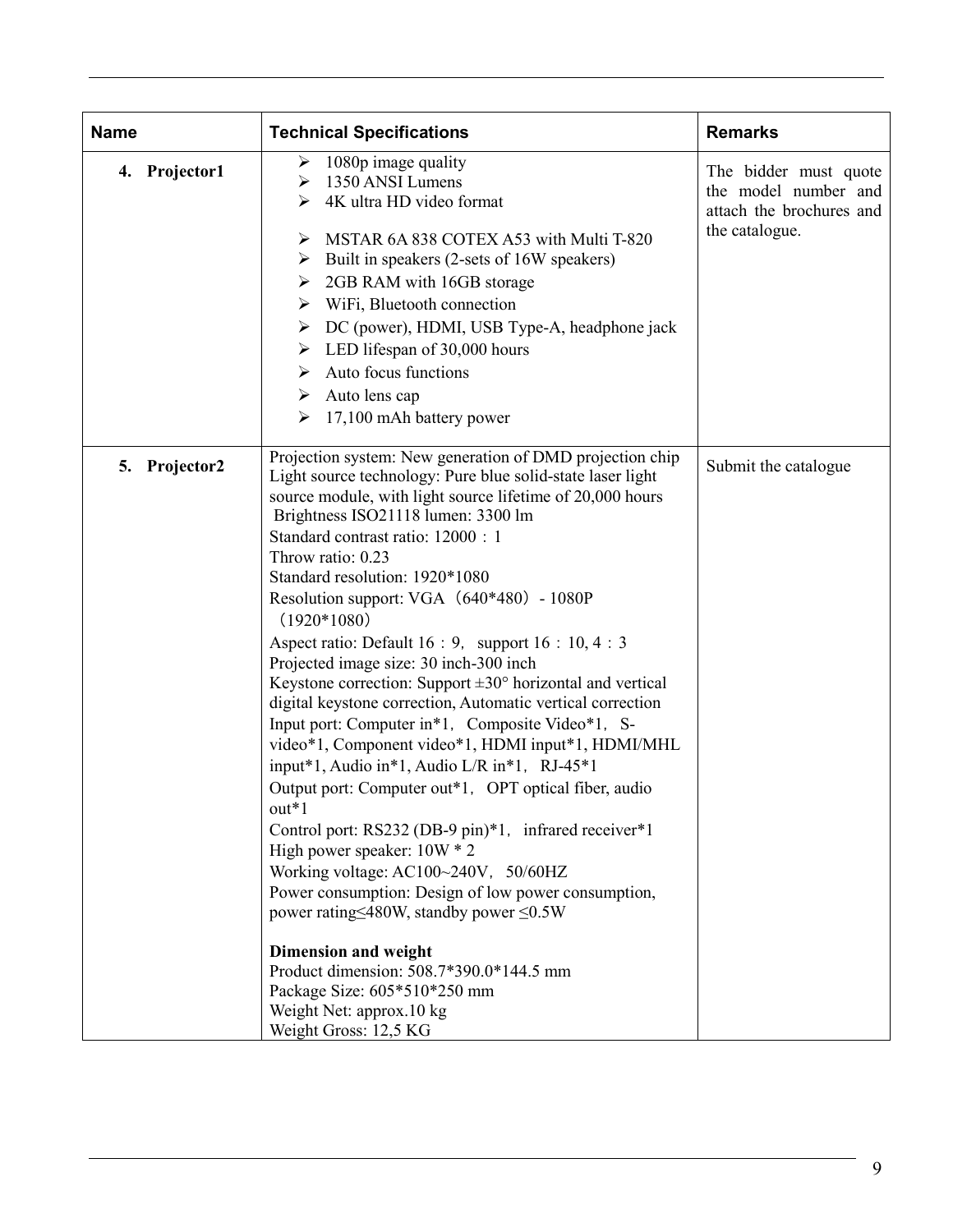| Name | Technical Specifications | Remarks |
|---|---|---|
| 4. **Projector1** | ➢ 1080p image quality<br>➢ 1350 ANSI Lumens<br>➢ 4K ultra HD video format<br>➢ MSTAR 6A 838 COTEX A53 with Multi T-820<br>➢ Built in speakers (2-sets of 16W speakers)<br>➢ 2GB RAM with 16GB storage<br>➢ WiFi, Bluetooth connection<br>➢ DC (power), HDMI, USB Type-A, headphone jack<br>➢ LED lifespan of 30,000 hours<br>➢ Auto focus functions<br>➢ Auto lens cap<br>➢ 17,100 mAh battery power | The bidder must quote the model number and attach the brochures and the catalogue. |
| 5. **Projector2** | Projection system: New generation of DMD projection chip<br>Light source technology: Pure blue solid-state laser light source module, with light source lifetime of 20,000 hours<br>Brightness ISO21118 lumen: 3300 lm<br>Standard contrast ratio: 12000：1<br>Throw ratio: 0.23<br>Standard resolution: 1920*1080<br>Resolution support: VGA（640*480）- 1080P（1920*1080）<br>Aspect ratio: Default 16：9，support 16：10, 4：3<br>Projected image size: 30 inch-300 inch<br>Keystone correction: Support ±30° horizontal and vertical digital keystone correction, Automatic vertical correction<br>Input port: Computer in*1，Composite Video*1，S-video*1, Component video*1, HDMI input*1, HDMI/MHL input*1, Audio in*1, Audio L/R in*1，RJ-45*1<br>Output port: Computer out*1，OPT optical fiber, audio out*1<br>Control port: RS232 (DB-9 pin)*1，infrared receiver*1<br>High power speaker: 10W * 2<br>Working voltage: AC100~240V，50/60HZ<br>Power consumption: Design of low power consumption, power rating≤480W, standby power ≤0.5W<br><br>**Dimension and weight**<br>Product dimension: 508.7*390.0*144.5 mm<br>Package Size: 605*510*250 mm<br>Weight Net: approx.10 kg<br>Weight Gross: 12,5 KG | Submit the catalogue |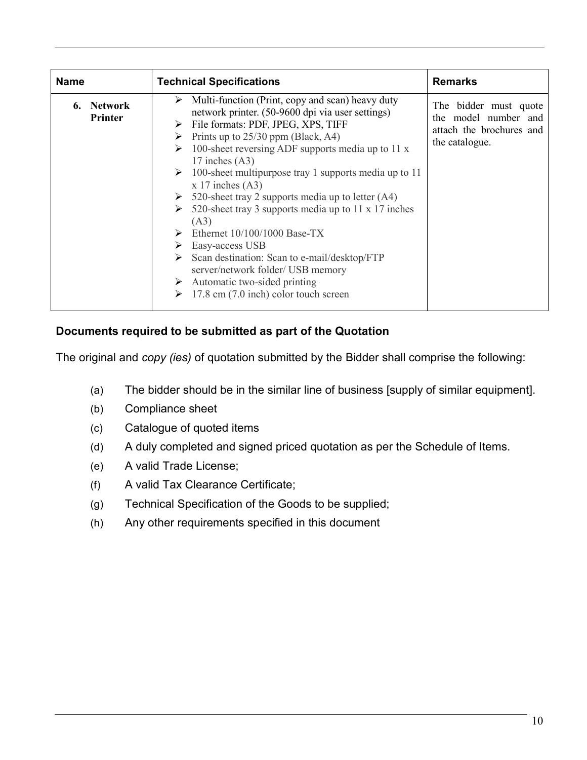| Name | Technical Specifications | Remarks |
| --- | --- | --- |
| **6. Network Printer** | ➢ Multi-function (Print, copy and scan) heavy duty network printer. (50-9600 dpi via user settings)<br>➢ File formats: PDF, JPEG, XPS, TIFF<br>➢ Prints up to 25/30 ppm (Black, A4)<br>➢ 100-sheet reversing ADF supports media up to 11 x 17 inches (A3)<br>➢ 100-sheet multipurpose tray 1 supports media up to 11 x 17 inches (A3)<br>➢ 520-sheet tray 2 supports media up to letter (A4)<br>➢ 520-sheet tray 3 supports media up to 11 x 17 inches (A3)<br>➢ Ethernet 10/100/1000 Base-TX<br>➢ Easy-access USB<br>➢ Scan destination: Scan to e-mail/desktop/FTP server/network folder/ USB memory<br>➢ Automatic two-sided printing<br>➢ 17.8 cm (7.0 inch) color touch screen | The bidder must quote the model number and attach the brochures and the catalogue. |

### Documents required to be submitted as part of the Quotation

The original and *copy (ies)* of quotation submitted by the Bidder shall comprise the following:

(a) The bidder should be in the similar line of business [supply of similar equipment].

(b) Compliance sheet

(c) Catalogue of quoted items

(d) A duly completed and signed priced quotation as per the Schedule of Items.

(e) A valid Trade License;

(f) A valid Tax Clearance Certificate;

(g) Technical Specification of the Goods to be supplied;

(h) Any other requirements specified in this document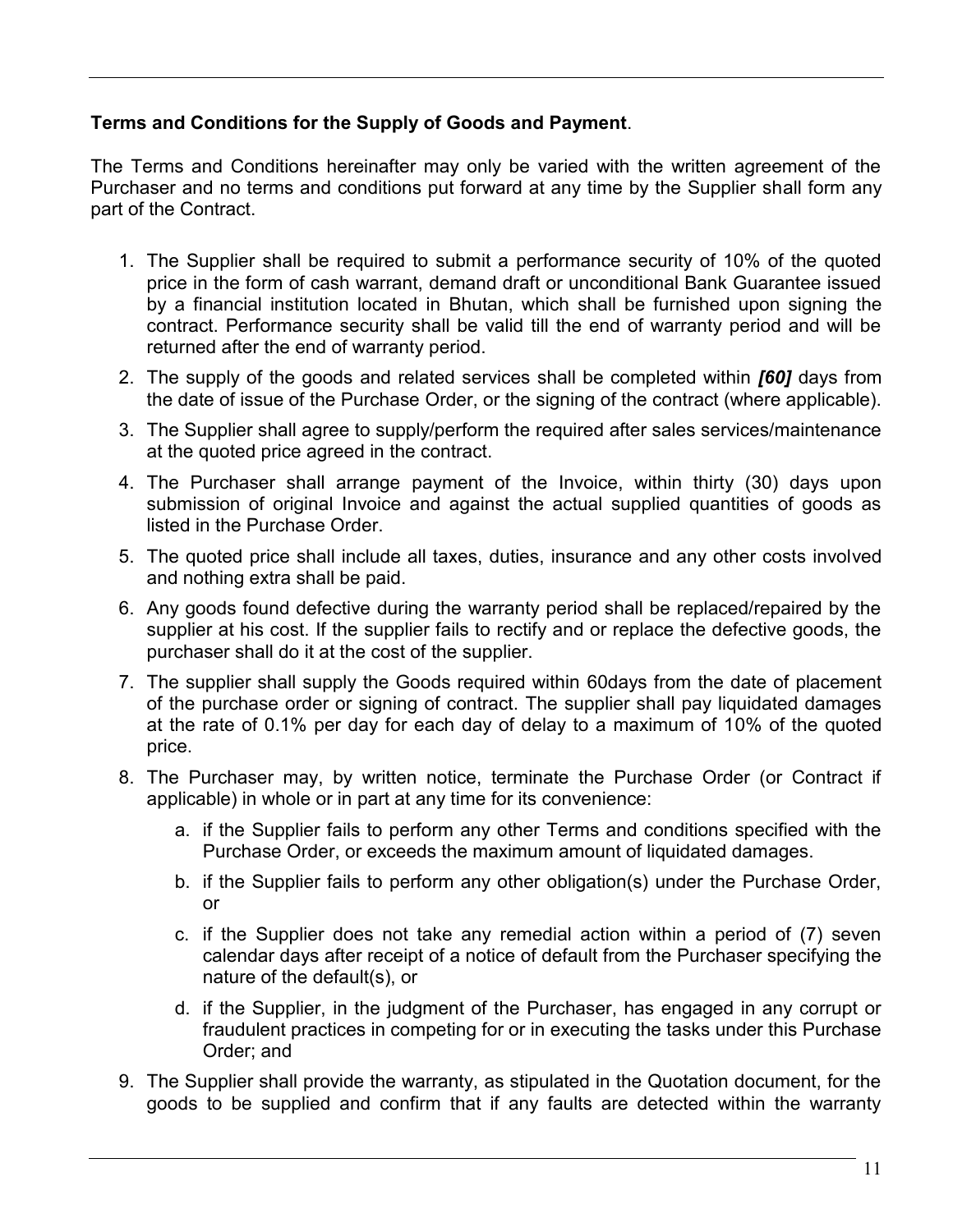**Terms and Conditions for the Supply of Goods and Payment**.

The Terms and Conditions hereinafter may only be varied with the written agreement of the Purchaser and no terms and conditions put forward at any time by the Supplier shall form any part of the Contract.

1. The Supplier shall be required to submit a performance security of 10% of the quoted price in the form of cash warrant, demand draft or unconditional Bank Guarantee issued by a financial institution located in Bhutan, which shall be furnished upon signing the contract. Performance security shall be valid till the end of warranty period and will be returned after the end of warranty period.
2. The supply of the goods and related services shall be completed within ***[60]*** days from the date of issue of the Purchase Order, or the signing of the contract (where applicable).
3. The Supplier shall agree to supply/perform the required after sales services/maintenance at the quoted price agreed in the contract.
4. The Purchaser shall arrange payment of the Invoice, within thirty (30) days upon submission of original Invoice and against the actual supplied quantities of goods as listed in the Purchase Order.
5. The quoted price shall include all taxes, duties, insurance and any other costs involved and nothing extra shall be paid.
6. Any goods found defective during the warranty period shall be replaced/repaired by the supplier at his cost. If the supplier fails to rectify and or replace the defective goods, the purchaser shall do it at the cost of the supplier.
7. The supplier shall supply the Goods required within 60days from the date of placement of the purchase order or signing of contract. The supplier shall pay liquidated damages at the rate of 0.1% per day for each day of delay to a maximum of 10% of the quoted price.
8. The Purchaser may, by written notice, terminate the Purchase Order (or Contract if applicable) in whole or in part at any time for its convenience:
    a. if the Supplier fails to perform any other Terms and conditions specified with the Purchase Order, or exceeds the maximum amount of liquidated damages.
    b. if the Supplier fails to perform any other obligation(s) under the Purchase Order, or
    c. if the Supplier does not take any remedial action within a period of (7) seven calendar days after receipt of a notice of default from the Purchaser specifying the nature of the default(s), or
    d. if the Supplier, in the judgment of the Purchaser, has engaged in any corrupt or fraudulent practices in competing for or in executing the tasks under this Purchase Order; and
9. The Supplier shall provide the warranty, as stipulated in the Quotation document, for the goods to be supplied and confirm that if any faults are detected within the warranty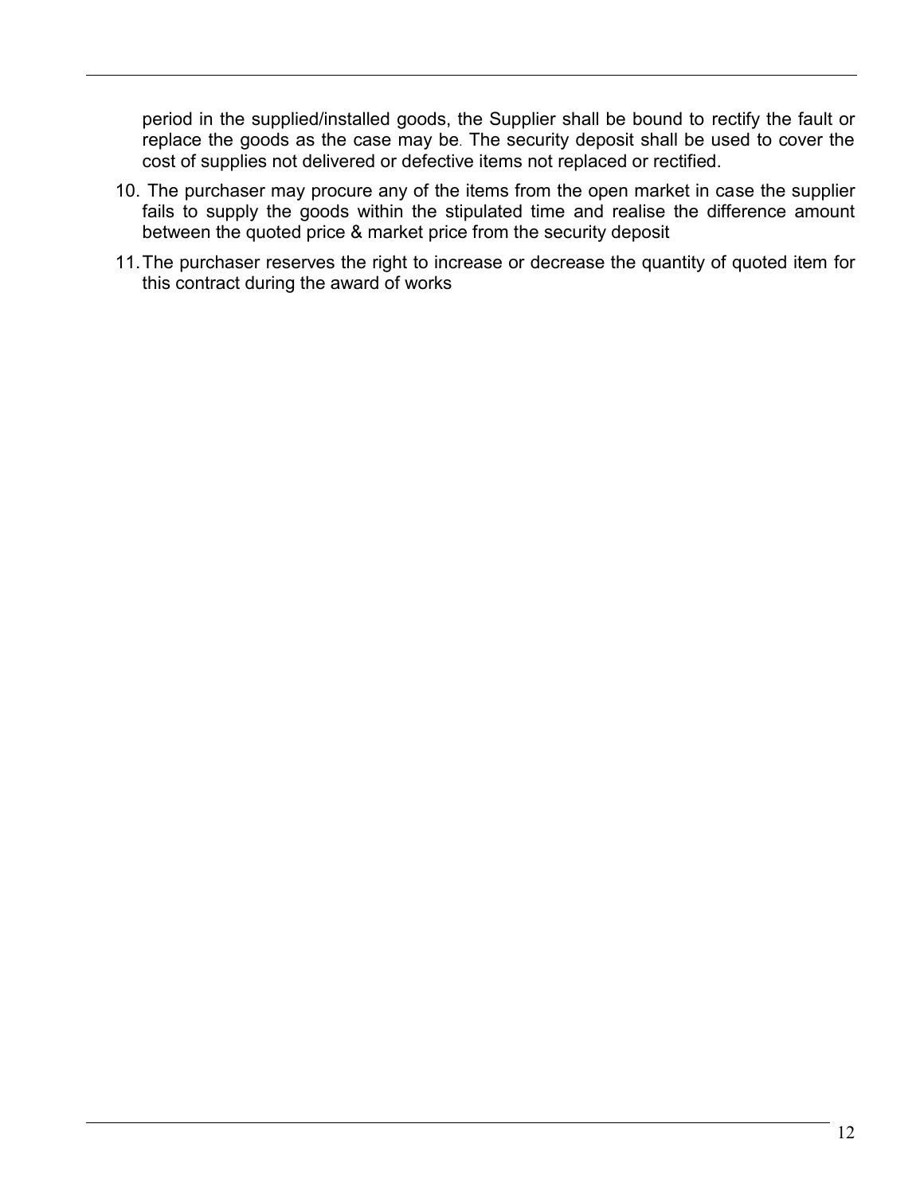period in the supplied/installed goods, the Supplier shall be bound to rectify the fault or replace the goods as the case may be. The security deposit shall be used to cover the cost of supplies not delivered or defective items not replaced or rectified.

10. The purchaser may procure any of the items from the open market in case the supplier fails to supply the goods within the stipulated time and realise the difference amount between the quoted price & market price from the security deposit
11. The purchaser reserves the right to increase or decrease the quantity of quoted item for this contract during the award of works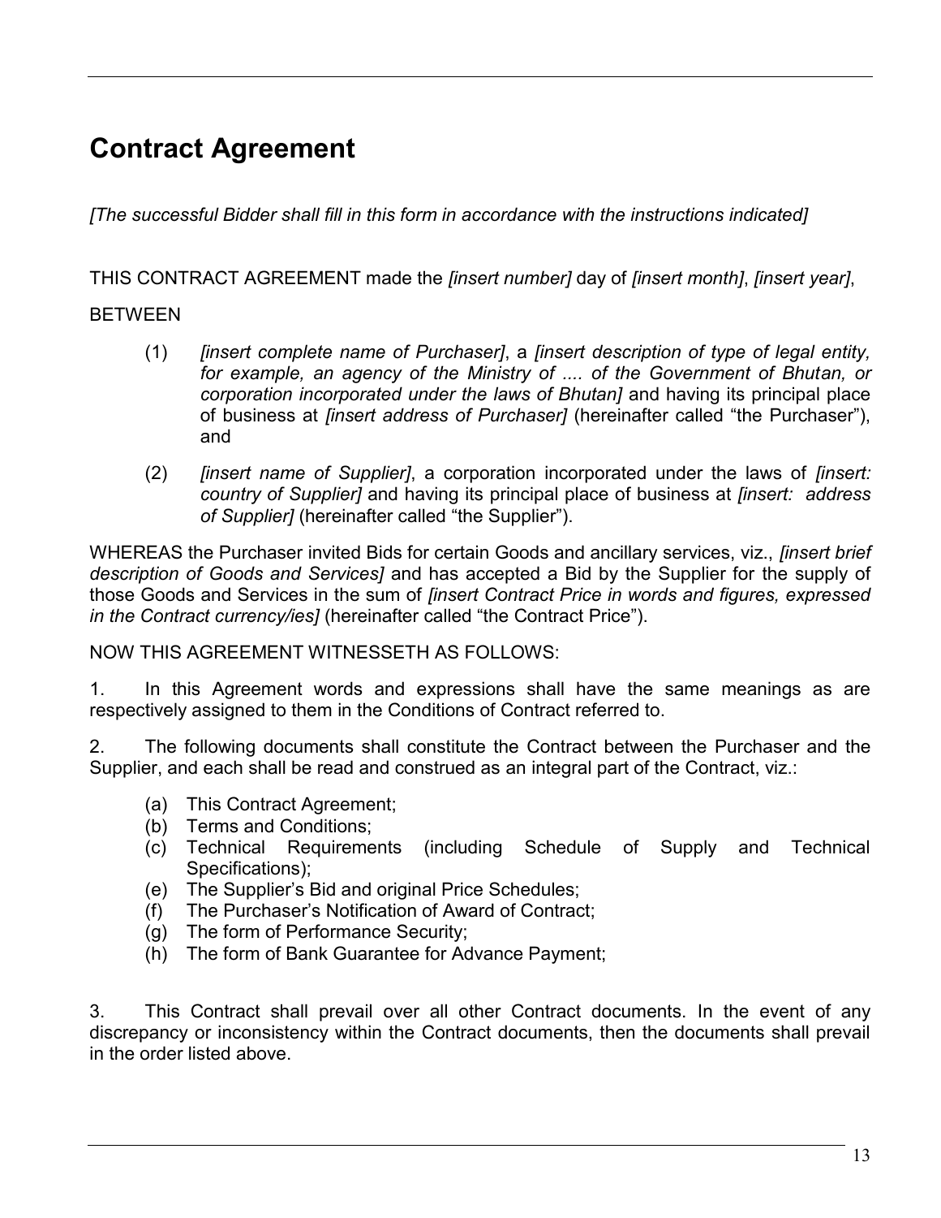# Contract Agreement

*[The successful Bidder shall fill in this form in accordance with the instructions indicated]*

THIS CONTRACT AGREEMENT made the *[insert number]* day of *[insert month]*, *[insert year]*,

BETWEEN

(1) *[insert complete name of Purchaser]*, a *[insert description of type of legal entity, for example, an agency of the Ministry of .... of the Government of Bhutan, or corporation incorporated under the laws of Bhutan]* and having its principal place of business at *[insert address of Purchaser]* (hereinafter called "the Purchaser"), and

(2) *[insert name of Supplier]*, a corporation incorporated under the laws of *[insert: country of Supplier]* and having its principal place of business at *[insert: address of Supplier]* (hereinafter called "the Supplier").

WHEREAS the Purchaser invited Bids for certain Goods and ancillary services, viz., *[insert brief description of Goods and Services]* and has accepted a Bid by the Supplier for the supply of those Goods and Services in the sum of *[insert Contract Price in words and figures, expressed in the Contract currency/ies]* (hereinafter called "the Contract Price").

NOW THIS AGREEMENT WITNESSETH AS FOLLOWS:

1. In this Agreement words and expressions shall have the same meanings as are respectively assigned to them in the Conditions of Contract referred to.

2. The following documents shall constitute the Contract between the Purchaser and the Supplier, and each shall be read and construed as an integral part of the Contract, viz.:

(a) This Contract Agreement;
(b) Terms and Conditions;
(c) Technical Requirements (including Schedule of Supply and Technical Specifications);
(e) The Supplier's Bid and original Price Schedules;
(f) The Purchaser's Notification of Award of Contract;
(g) The form of Performance Security;
(h) The form of Bank Guarantee for Advance Payment;

3. This Contract shall prevail over all other Contract documents. In the event of any discrepancy or inconsistency within the Contract documents, then the documents shall prevail in the order listed above.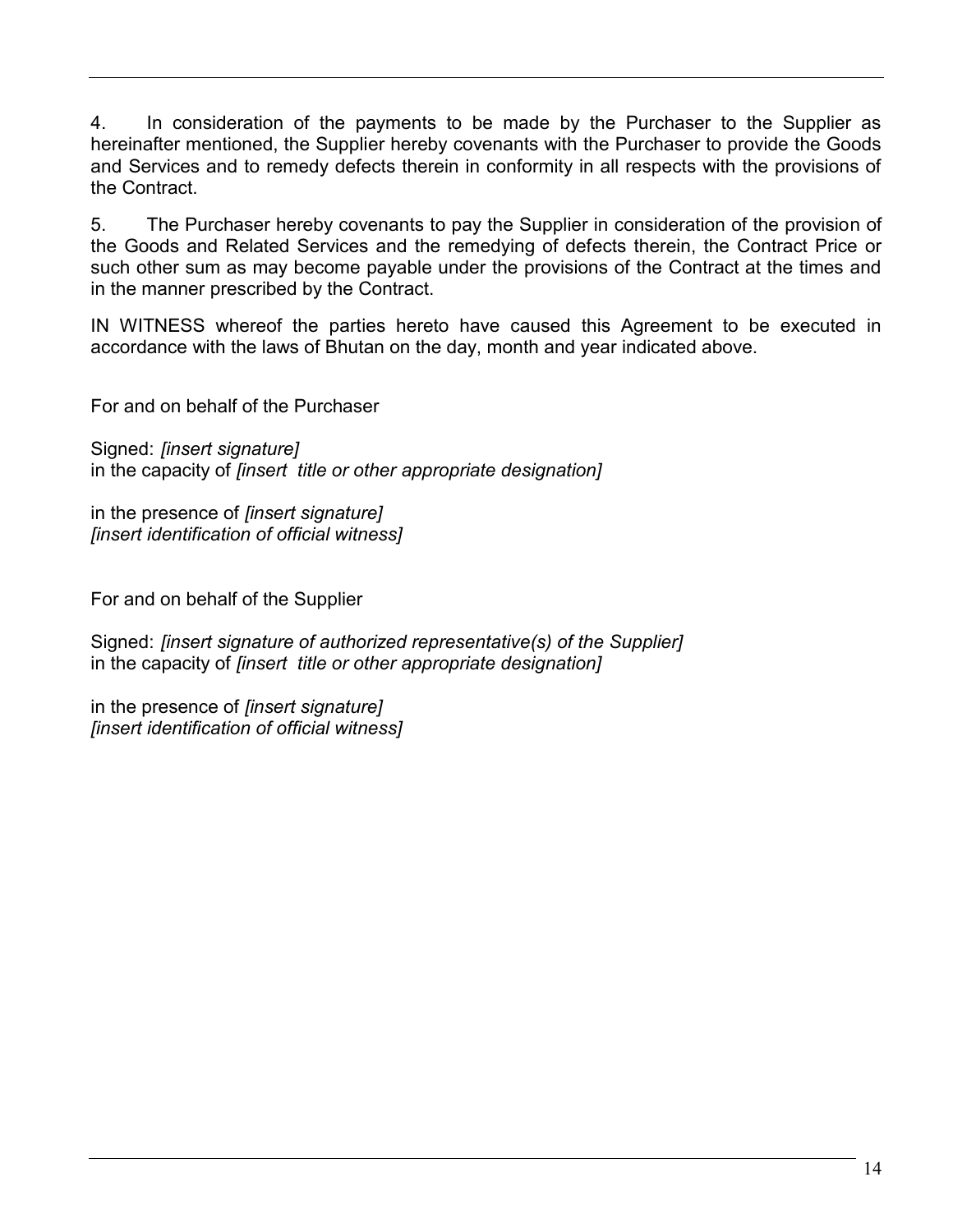4. In consideration of the payments to be made by the Purchaser to the Supplier as hereinafter mentioned, the Supplier hereby covenants with the Purchaser to provide the Goods and Services and to remedy defects therein in conformity in all respects with the provisions of the Contract.

5. The Purchaser hereby covenants to pay the Supplier in consideration of the provision of the Goods and Related Services and the remedying of defects therein, the Contract Price or such other sum as may become payable under the provisions of the Contract at the times and in the manner prescribed by the Contract.

IN WITNESS whereof the parties hereto have caused this Agreement to be executed in accordance with the laws of Bhutan on the day, month and year indicated above.

For and on behalf of the Purchaser

Signed: *[insert signature]*
in the capacity of *[insert title or other appropriate designation]*

in the presence of *[insert signature]*
*[insert identification of official witness]*

For and on behalf of the Supplier

Signed: *[insert signature of authorized representative(s) of the Supplier]*
in the capacity of *[insert title or other appropriate designation]*

in the presence of *[insert signature]*
*[insert identification of official witness]*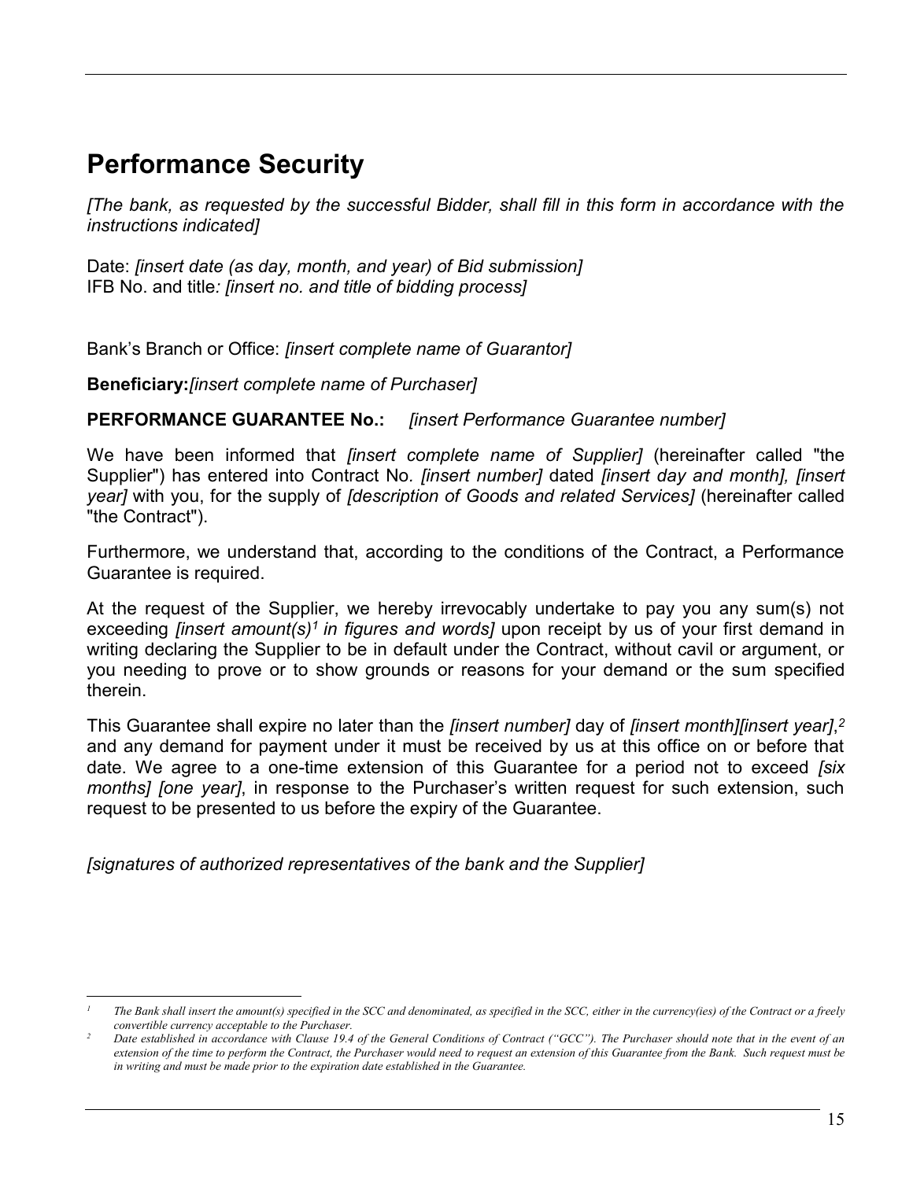# Performance Security

*[The bank, as requested by the successful Bidder, shall fill in this form in accordance with the instructions indicated]*

Date: *[insert date (as day, month, and year) of Bid submission]*
IFB No. and title*: [insert no. and title of bidding process]*

Bank's Branch or Office: *[insert complete name of Guarantor]*

**Beneficiary:***[insert complete name of Purchaser]*

**PERFORMANCE GUARANTEE No.:** *[insert Performance Guarantee number]*

We have been informed that *[insert complete name of Supplier]* (hereinafter called "the Supplier") has entered into Contract No. *[insert number]* dated *[insert day and month], [insert year]* with you, for the supply of *[description of Goods and related Services]* (hereinafter called "the Contract").

Furthermore, we understand that, according to the conditions of the Contract, a Performance Guarantee is required.

At the request of the Supplier, we hereby irrevocably undertake to pay you any sum(s) not exceeding *[insert amount(s)[1] in figures and words]* upon receipt by us of your first demand in writing declaring the Supplier to be in default under the Contract, without cavil or argument, or you needing to prove or to show grounds or reasons for your demand or the sum specified therein.

This Guarantee shall expire no later than the *[insert number]* day of *[insert month][insert year]*,[2] and any demand for payment under it must be received by us at this office on or before that date. We agree to a one-time extension of this Guarantee for a period not to exceed *[six months] [one year]*, in response to the Purchaser's written request for such extension, such request to be presented to us before the expiry of the Guarantee.

*[signatures of authorized representatives of the bank and the Supplier]*

---

[1] *The Bank shall insert the amount(s) specified in the SCC and denominated, as specified in the SCC, either in the currency(ies) of the Contract or a freely convertible currency acceptable to the Purchaser.*

[2] *Date established in accordance with Clause 19.4 of the General Conditions of Contract ("GCC"). The Purchaser should note that in the event of an extension of the time to perform the Contract, the Purchaser would need to request an extension of this Guarantee from the Bank. Such request must be in writing and must be made prior to the expiration date established in the Guarantee.*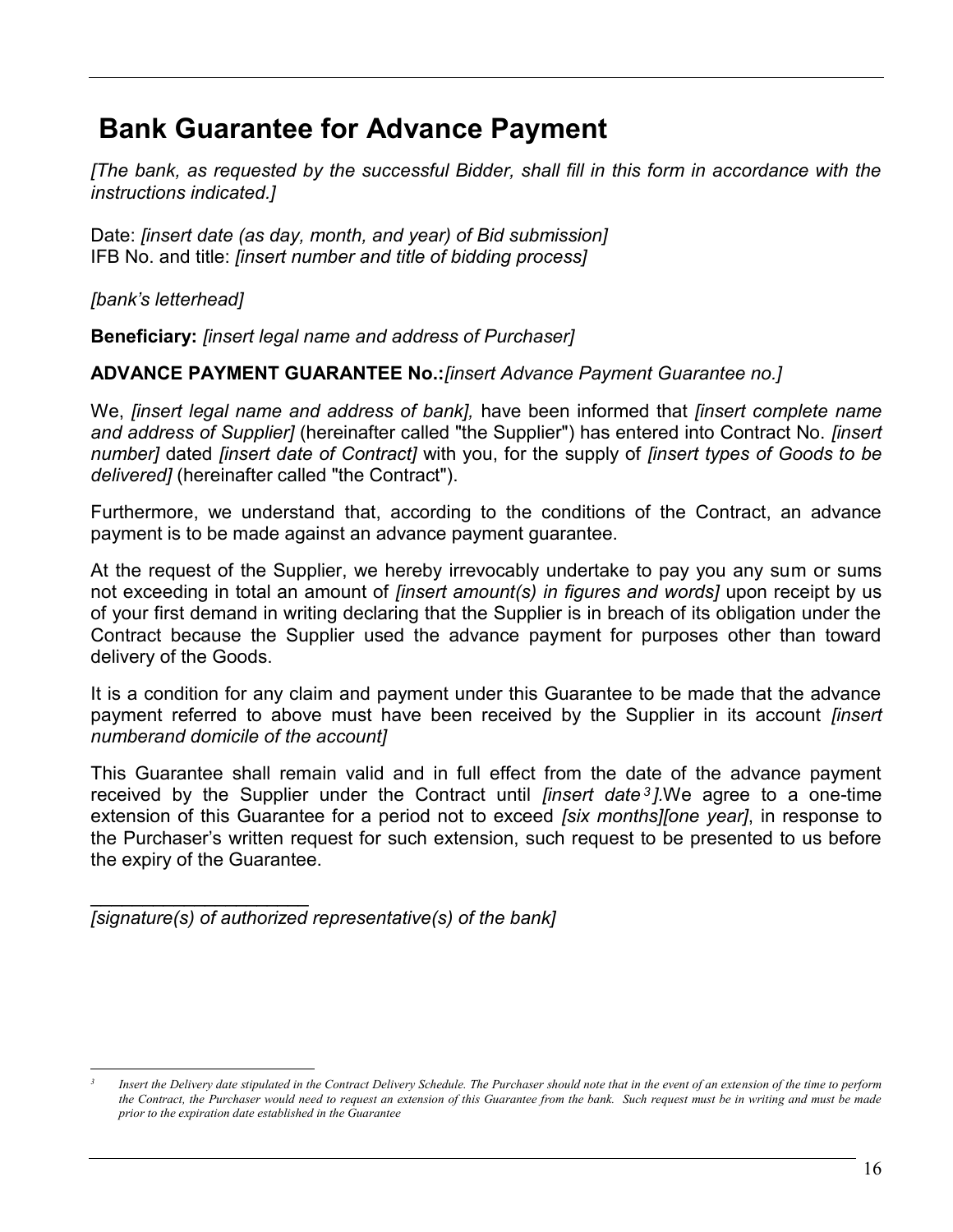# Bank Guarantee for Advance Payment

*[The bank, as requested by the successful Bidder, shall fill in this form in accordance with the instructions indicated.]*

Date: *[insert date (as day, month, and year) of Bid submission]*
IFB No. and title: *[insert number and title of bidding process]*

*[bank's letterhead]*

**Beneficiary:** *[insert legal name and address of Purchaser]*

**ADVANCE PAYMENT GUARANTEE No.:***[insert Advance Payment Guarantee no.]*

We, *[insert legal name and address of bank],* have been informed that *[insert complete name and address of Supplier]* (hereinafter called "the Supplier") has entered into Contract No. *[insert number]* dated *[insert date of Contract]* with you, for the supply of *[insert types of Goods to be delivered]* (hereinafter called "the Contract").

Furthermore, we understand that, according to the conditions of the Contract, an advance payment is to be made against an advance payment guarantee.

At the request of the Supplier, we hereby irrevocably undertake to pay you any sum or sums not exceeding in total an amount of *[insert amount(s) in figures and words]* upon receipt by us of your first demand in writing declaring that the Supplier is in breach of its obligation under the Contract because the Supplier used the advance payment for purposes other than toward delivery of the Goods.

It is a condition for any claim and payment under this Guarantee to be made that the advance payment referred to above must have been received by the Supplier in its account *[insert numberand domicile of the account]*

This Guarantee shall remain valid and in full effect from the date of the advance payment received by the Supplier under the Contract until *[insert date*[3]*].*We agree to a one-time extension of this Guarantee for a period not to exceed *[six months][one year]*, in response to the Purchaser's written request for such extension, such request to be presented to us before the expiry of the Guarantee.

_____________________
*[signature(s) of authorized representative(s) of the bank]*

---

[3] *Insert the Delivery date stipulated in the Contract Delivery Schedule. The Purchaser should note that in the event of an extension of the time to perform the Contract, the Purchaser would need to request an extension of this Guarantee from the bank. Such request must be in writing and must be made prior to the expiration date established in the Guarantee*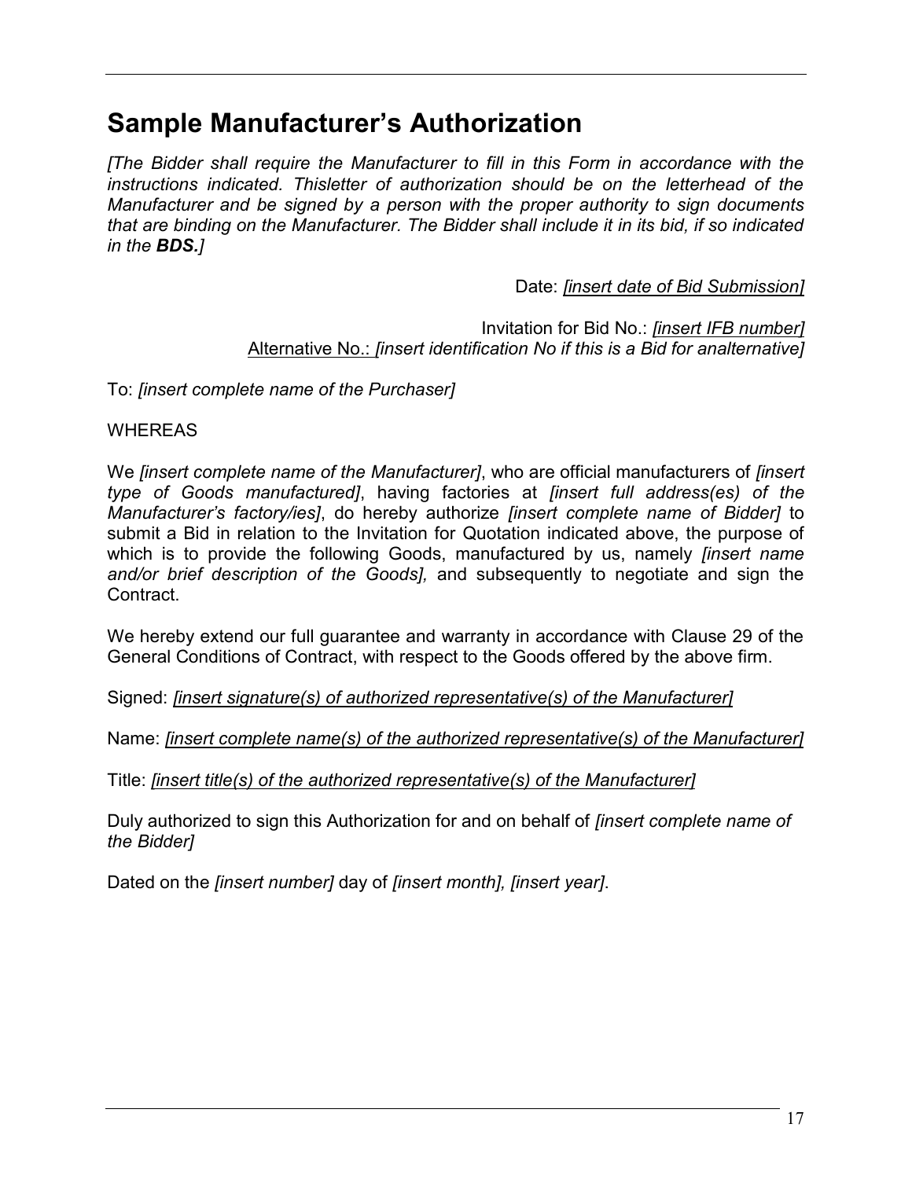# Sample Manufacturer's Authorization

*[The Bidder shall require the Manufacturer to fill in this Form in accordance with the instructions indicated. Thisletter of authorization should be on the letterhead of the Manufacturer and be signed by a person with the proper authority to sign documents that are binding on the Manufacturer. The Bidder shall include it in its bid, if so indicated in the **BDS.**]*

Date: *[insert date of Bid Submission]*

Invitation for Bid No.: *[insert IFB number]*
Alternative No.: *[insert identification No if this is a Bid for analternative]*

To: *[insert complete name of the Purchaser]*

WHEREAS

We *[insert complete name of the Manufacturer]*, who are official manufacturers of *[insert type of Goods manufactured]*, having factories at *[insert full address(es) of the Manufacturer's factory/ies]*, do hereby authorize *[insert complete name of Bidder]* to submit a Bid in relation to the Invitation for Quotation indicated above, the purpose of which is to provide the following Goods, manufactured by us, namely *[insert name and/or brief description of the Goods],* and subsequently to negotiate and sign the Contract.

We hereby extend our full guarantee and warranty in accordance with Clause 29 of the General Conditions of Contract, with respect to the Goods offered by the above firm.

Signed: *[insert signature(s) of authorized representative(s) of the Manufacturer]*

Name: *[insert complete name(s) of the authorized representative(s) of the Manufacturer]*

Title: *[insert title(s) of the authorized representative(s) of the Manufacturer]*

Duly authorized to sign this Authorization for and on behalf of *[insert complete name of the Bidder]*

Dated on the *[insert number]* day of *[insert month], [insert year]*.